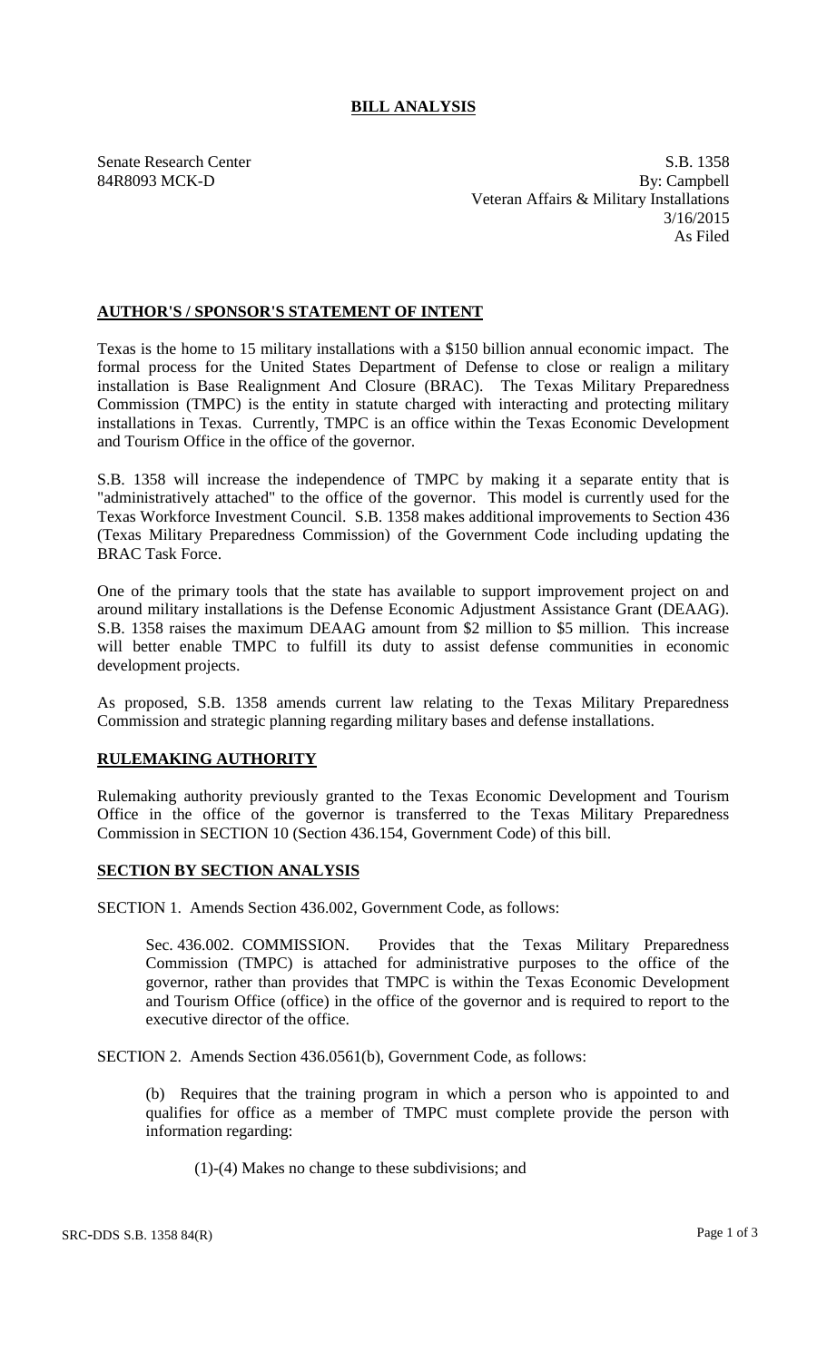# BILL ANALYSIS

Senate Research Center
84R8093 MCK-D

S.B. 1358
By: Campbell
Veteran Affairs & Military Installations
3/16/2015
As Filed

## AUTHOR'S / SPONSOR'S STATEMENT OF INTENT

Texas is the home to 15 military installations with a $150 billion annual economic impact. The formal process for the United States Department of Defense to close or realign a military installation is Base Realignment And Closure (BRAC). The Texas Military Preparedness Commission (TMPC) is the entity in statute charged with interacting and protecting military installations in Texas. Currently, TMPC is an office within the Texas Economic Development and Tourism Office in the office of the governor.

S.B. 1358 will increase the independence of TMPC by making it a separate entity that is "administratively attached" to the office of the governor. This model is currently used for the Texas Workforce Investment Council. S.B. 1358 makes additional improvements to Section 436 (Texas Military Preparedness Commission) of the Government Code including updating the BRAC Task Force.

One of the primary tools that the state has available to support improvement project on and around military installations is the Defense Economic Adjustment Assistance Grant (DEAAG). S.B. 1358 raises the maximum DEAAG amount from $2 million to $5 million. This increase will better enable TMPC to fulfill its duty to assist defense communities in economic development projects.

As proposed, S.B. 1358 amends current law relating to the Texas Military Preparedness Commission and strategic planning regarding military bases and defense installations.

## RULEMAKING AUTHORITY

Rulemaking authority previously granted to the Texas Economic Development and Tourism Office in the office of the governor is transferred to the Texas Military Preparedness Commission in SECTION 10 (Section 436.154, Government Code) of this bill.

## SECTION BY SECTION ANALYSIS

SECTION 1. Amends Section 436.002, Government Code, as follows:

Sec. 436.002. COMMISSION. Provides that the Texas Military Preparedness Commission (TMPC) is attached for administrative purposes to the office of the governor, rather than provides that TMPC is within the Texas Economic Development and Tourism Office (office) in the office of the governor and is required to report to the executive director of the office.

SECTION 2. Amends Section 436.0561(b), Government Code, as follows:

(b) Requires that the training program in which a person who is appointed to and qualifies for office as a member of TMPC must complete provide the person with information regarding:

(1)-(4) Makes no change to these subdivisions; and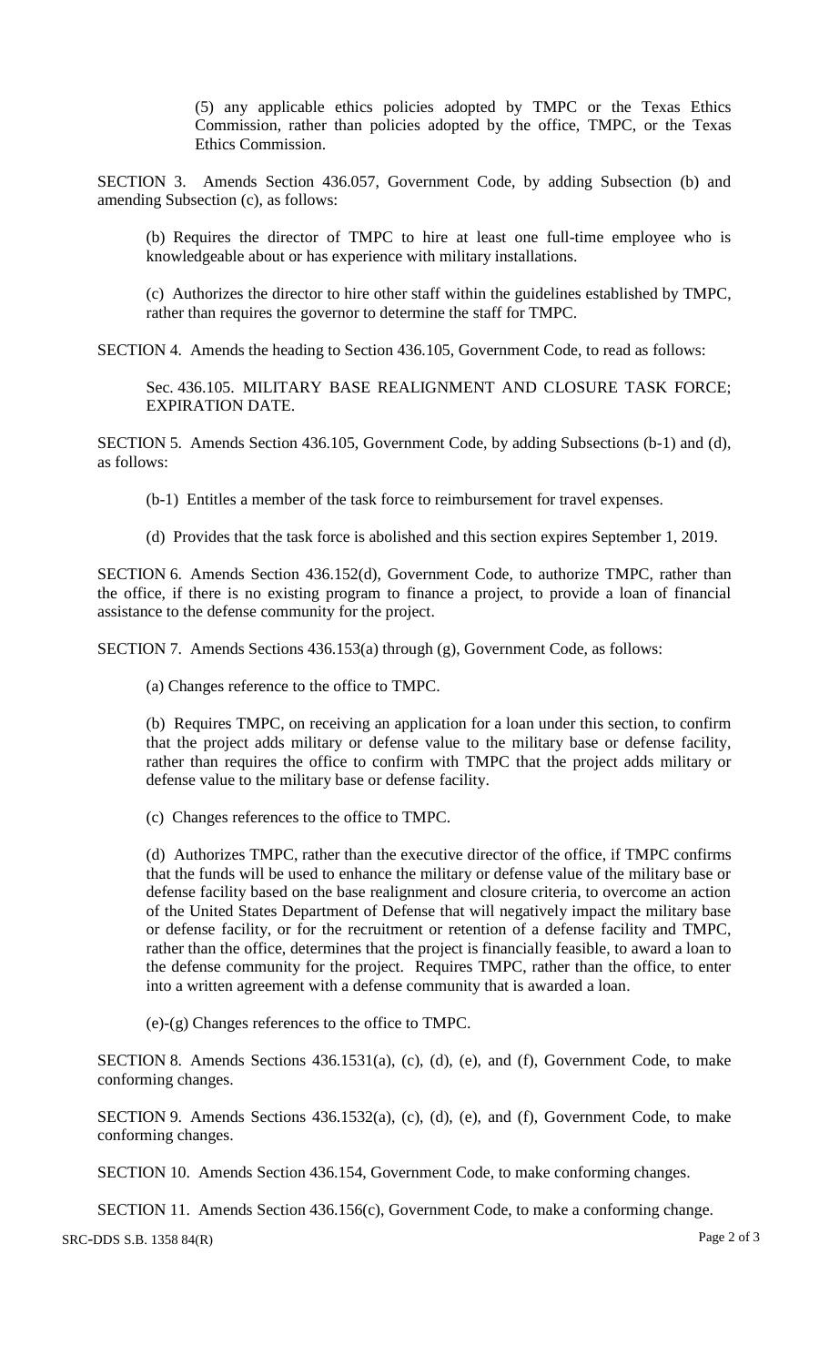(5) any applicable ethics policies adopted by TMPC or the Texas Ethics Commission, rather than policies adopted by the office, TMPC, or the Texas Ethics Commission.

SECTION 3. Amends Section 436.057, Government Code, by adding Subsection (b) and amending Subsection (c), as follows:

(b) Requires the director of TMPC to hire at least one full-time employee who is knowledgeable about or has experience with military installations.

(c) Authorizes the director to hire other staff within the guidelines established by TMPC, rather than requires the governor to determine the staff for TMPC.

SECTION 4. Amends the heading to Section 436.105, Government Code, to read as follows:

Sec. 436.105. MILITARY BASE REALIGNMENT AND CLOSURE TASK FORCE; EXPIRATION DATE.

SECTION 5. Amends Section 436.105, Government Code, by adding Subsections (b-1) and (d), as follows:

(b-1) Entitles a member of the task force to reimbursement for travel expenses.

(d) Provides that the task force is abolished and this section expires September 1, 2019.

SECTION 6. Amends Section 436.152(d), Government Code, to authorize TMPC, rather than the office, if there is no existing program to finance a project, to provide a loan of financial assistance to the defense community for the project.

SECTION 7. Amends Sections 436.153(a) through (g), Government Code, as follows:

(a) Changes reference to the office to TMPC.

(b) Requires TMPC, on receiving an application for a loan under this section, to confirm that the project adds military or defense value to the military base or defense facility, rather than requires the office to confirm with TMPC that the project adds military or defense value to the military base or defense facility.

(c) Changes references to the office to TMPC.

(d) Authorizes TMPC, rather than the executive director of the office, if TMPC confirms that the funds will be used to enhance the military or defense value of the military base or defense facility based on the base realignment and closure criteria, to overcome an action of the United States Department of Defense that will negatively impact the military base or defense facility, or for the recruitment or retention of a defense facility and TMPC, rather than the office, determines that the project is financially feasible, to award a loan to the defense community for the project. Requires TMPC, rather than the office, to enter into a written agreement with a defense community that is awarded a loan.

(e)-(g) Changes references to the office to TMPC.

SECTION 8. Amends Sections 436.1531(a), (c), (d), (e), and (f), Government Code, to make conforming changes.

SECTION 9. Amends Sections 436.1532(a), (c), (d), (e), and (f), Government Code, to make conforming changes.

SECTION 10. Amends Section 436.154, Government Code, to make conforming changes.

SECTION 11. Amends Section 436.156(c), Government Code, to make a conforming change.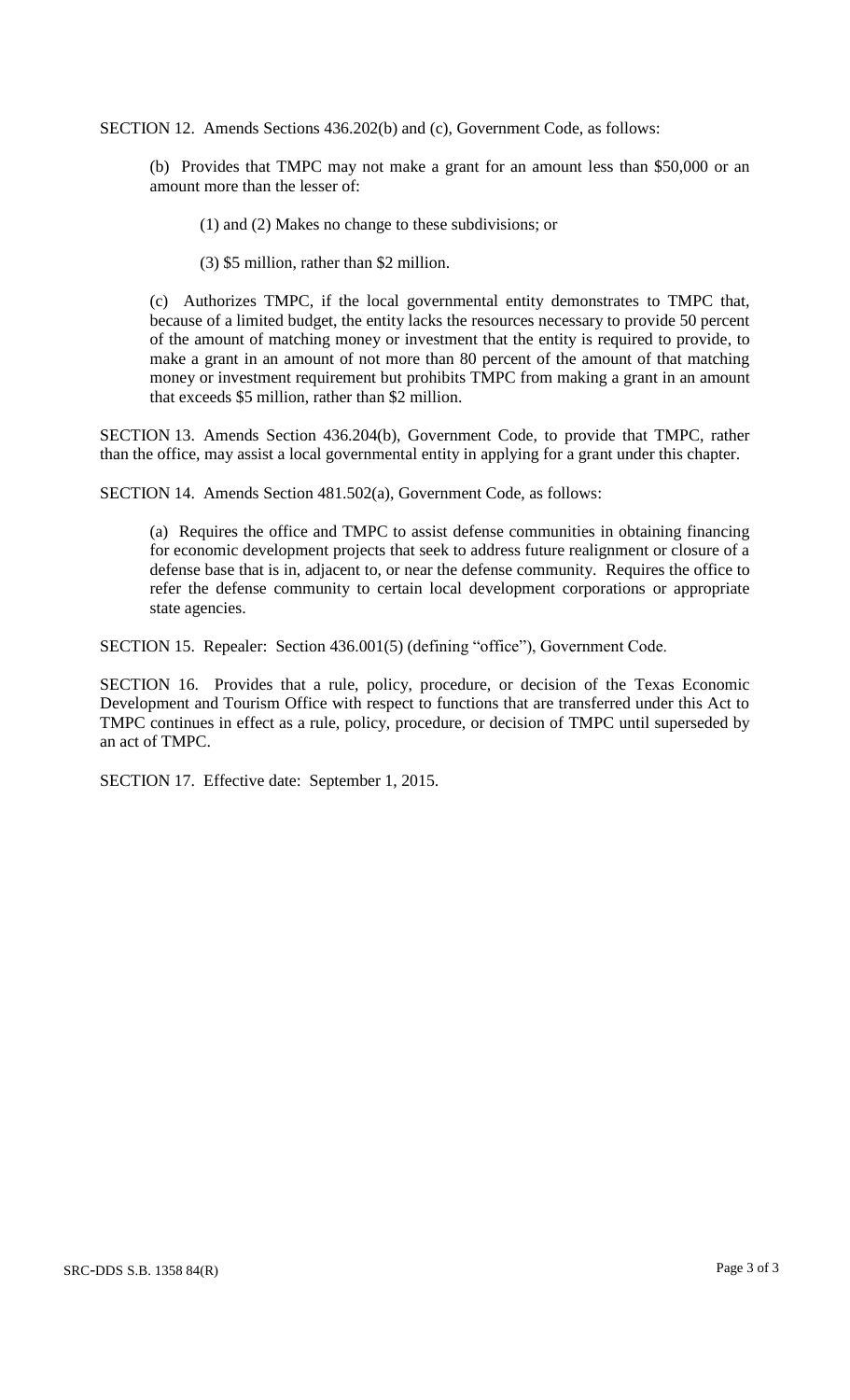SECTION 12. Amends Sections 436.202(b) and (c), Government Code, as follows:

(b) Provides that TMPC may not make a grant for an amount less than $50,000 or an amount more than the lesser of:

(1) and (2) Makes no change to these subdivisions; or

(3) $5 million, rather than $2 million.

(c) Authorizes TMPC, if the local governmental entity demonstrates to TMPC that, because of a limited budget, the entity lacks the resources necessary to provide 50 percent of the amount of matching money or investment that the entity is required to provide, to make a grant in an amount of not more than 80 percent of the amount of that matching money or investment requirement but prohibits TMPC from making a grant in an amount that exceeds $5 million, rather than $2 million.

SECTION 13. Amends Section 436.204(b), Government Code, to provide that TMPC, rather than the office, may assist a local governmental entity in applying for a grant under this chapter.

SECTION 14. Amends Section 481.502(a), Government Code, as follows:

(a) Requires the office and TMPC to assist defense communities in obtaining financing for economic development projects that seek to address future realignment or closure of a defense base that is in, adjacent to, or near the defense community. Requires the office to refer the defense community to certain local development corporations or appropriate state agencies.

SECTION 15. Repealer: Section 436.001(5) (defining "office"), Government Code.

SECTION 16. Provides that a rule, policy, procedure, or decision of the Texas Economic Development and Tourism Office with respect to functions that are transferred under this Act to TMPC continues in effect as a rule, policy, procedure, or decision of TMPC until superseded by an act of TMPC.

SECTION 17. Effective date: September 1, 2015.

SRC-DDS S.B. 1358 84(R)